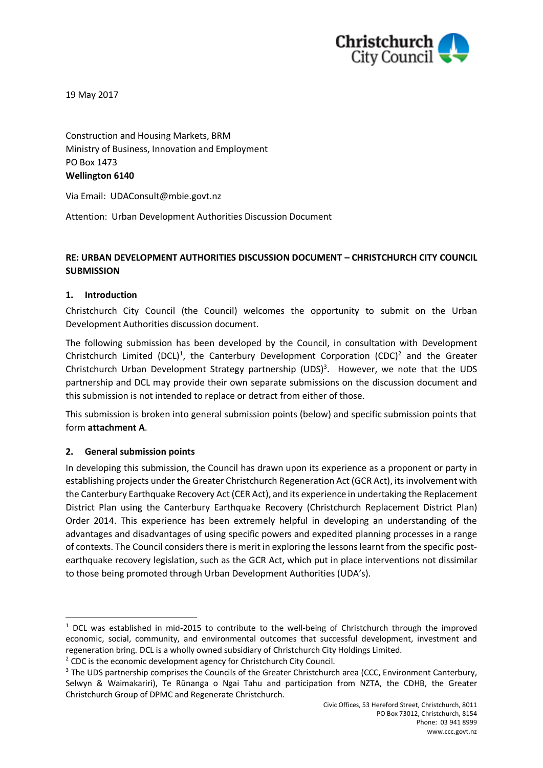19 May 2017

Construction and Housing Markets, BRM  
Ministry of Business, Innovation and Employment  
PO Box 1473  
**Wellington 6140**

Via Email: UDAConsult@mbie.govt.nz

Attention: Urban Development Authorities Discussion Document

**RE: URBAN DEVELOPMENT AUTHORITIES DISCUSSION DOCUMENT – CHRISTCHURCH CITY COUNCIL SUBMISSION**

## 1. Introduction

Christchurch City Council (the Council) welcomes the opportunity to submit on the Urban Development Authorities discussion document.

The following submission has been developed by the Council, in consultation with Development Christchurch Limited (DCL)[1], the Canterbury Development Corporation (CDC)[2] and the Greater Christchurch Urban Development Strategy partnership (UDS)[3]. However, we note that the UDS partnership and DCL may provide their own separate submissions on the discussion document and this submission is not intended to replace or detract from either of those.

This submission is broken into general submission points (below) and specific submission points that form **attachment A**.

## 2. General submission points

In developing this submission, the Council has drawn upon its experience as a proponent or party in establishing projects under the Greater Christchurch Regeneration Act (GCR Act), its involvement with the Canterbury Earthquake Recovery Act (CER Act), and its experience in undertaking the Replacement District Plan using the Canterbury Earthquake Recovery (Christchurch Replacement District Plan) Order 2014. This experience has been extremely helpful in developing an understanding of the advantages and disadvantages of using specific powers and expedited planning processes in a range of contexts. The Council considers there is merit in exploring the lessons learnt from the specific post-earthquake recovery legislation, such as the GCR Act, which put in place interventions not dissimilar to those being promoted through Urban Development Authorities (UDA's).

[1] DCL was established in mid-2015 to contribute to the well-being of Christchurch through the improved economic, social, community, and environmental outcomes that successful development, investment and regeneration bring. DCL is a wholly owned subsidiary of Christchurch City Holdings Limited.

[2] CDC is the economic development agency for Christchurch City Council.

[3] The UDS partnership comprises the Councils of the Greater Christchurch area (CCC, Environment Canterbury, Selwyn & Waimakariri), Te Rūnanga o Ngai Tahu and participation from NZTA, the CDHB, the Greater Christchurch Group of DPMC and Regenerate Christchurch.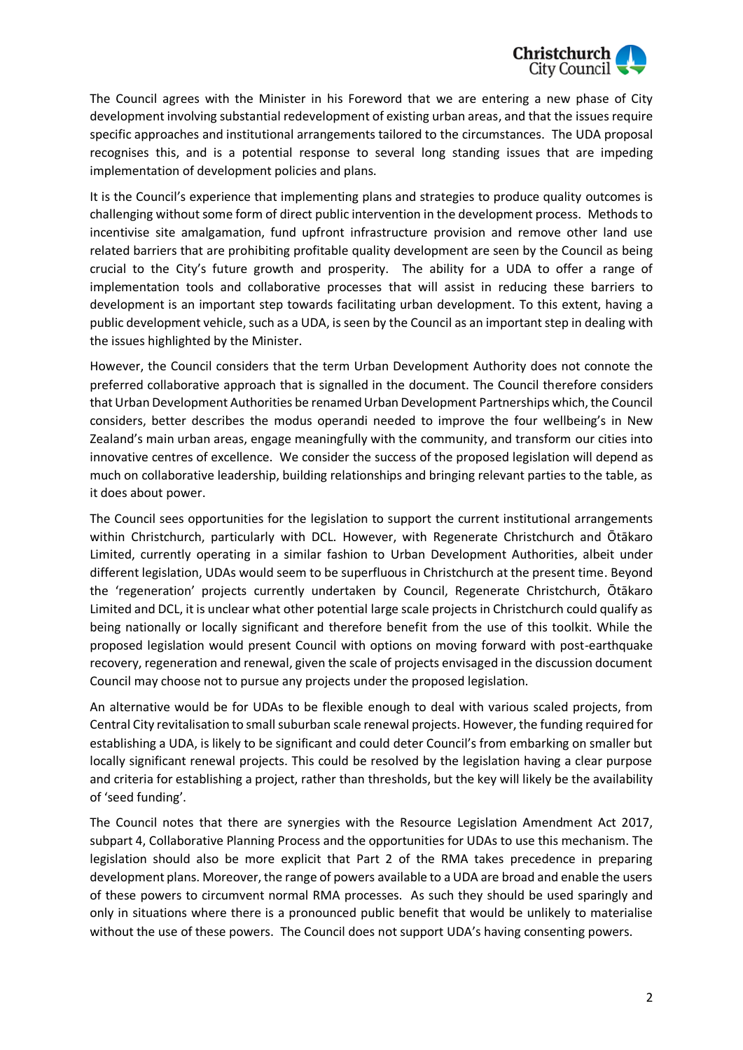The Council agrees with the Minister in his Foreword that we are entering a new phase of City development involving substantial redevelopment of existing urban areas, and that the issues require specific approaches and institutional arrangements tailored to the circumstances. The UDA proposal recognises this, and is a potential response to several long standing issues that are impeding implementation of development policies and plans.

It is the Council's experience that implementing plans and strategies to produce quality outcomes is challenging without some form of direct public intervention in the development process. Methods to incentivise site amalgamation, fund upfront infrastructure provision and remove other land use related barriers that are prohibiting profitable quality development are seen by the Council as being crucial to the City's future growth and prosperity. The ability for a UDA to offer a range of implementation tools and collaborative processes that will assist in reducing these barriers to development is an important step towards facilitating urban development. To this extent, having a public development vehicle, such as a UDA, is seen by the Council as an important step in dealing with the issues highlighted by the Minister.

However, the Council considers that the term Urban Development Authority does not connote the preferred collaborative approach that is signalled in the document. The Council therefore considers that Urban Development Authorities be renamed Urban Development Partnerships which, the Council considers, better describes the modus operandi needed to improve the four wellbeing's in New Zealand's main urban areas, engage meaningfully with the community, and transform our cities into innovative centres of excellence. We consider the success of the proposed legislation will depend as much on collaborative leadership, building relationships and bringing relevant parties to the table, as it does about power.

The Council sees opportunities for the legislation to support the current institutional arrangements within Christchurch, particularly with DCL. However, with Regenerate Christchurch and Ōtākaro Limited, currently operating in a similar fashion to Urban Development Authorities, albeit under different legislation, UDAs would seem to be superfluous in Christchurch at the present time. Beyond the 'regeneration' projects currently undertaken by Council, Regenerate Christchurch, Ōtākaro Limited and DCL, it is unclear what other potential large scale projects in Christchurch could qualify as being nationally or locally significant and therefore benefit from the use of this toolkit. While the proposed legislation would present Council with options on moving forward with post-earthquake recovery, regeneration and renewal, given the scale of projects envisaged in the discussion document Council may choose not to pursue any projects under the proposed legislation.

An alternative would be for UDAs to be flexible enough to deal with various scaled projects, from Central City revitalisation to small suburban scale renewal projects. However, the funding required for establishing a UDA, is likely to be significant and could deter Council's from embarking on smaller but locally significant renewal projects. This could be resolved by the legislation having a clear purpose and criteria for establishing a project, rather than thresholds, but the key will likely be the availability of 'seed funding'.

The Council notes that there are synergies with the Resource Legislation Amendment Act 2017, subpart 4, Collaborative Planning Process and the opportunities for UDAs to use this mechanism. The legislation should also be more explicit that Part 2 of the RMA takes precedence in preparing development plans. Moreover, the range of powers available to a UDA are broad and enable the users of these powers to circumvent normal RMA processes. As such they should be used sparingly and only in situations where there is a pronounced public benefit that would be unlikely to materialise without the use of these powers. The Council does not support UDA's having consenting powers.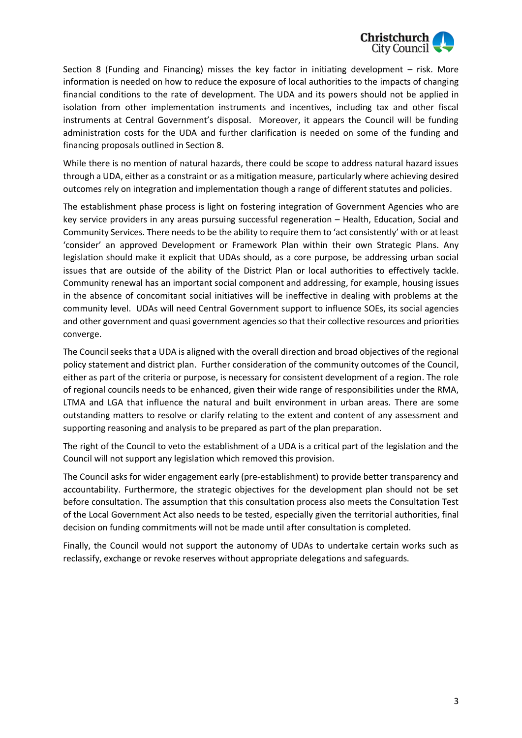Section 8 (Funding and Financing) misses the key factor in initiating development – risk. More information is needed on how to reduce the exposure of local authorities to the impacts of changing financial conditions to the rate of development. The UDA and its powers should not be applied in isolation from other implementation instruments and incentives, including tax and other fiscal instruments at Central Government's disposal. Moreover, it appears the Council will be funding administration costs for the UDA and further clarification is needed on some of the funding and financing proposals outlined in Section 8.

While there is no mention of natural hazards, there could be scope to address natural hazard issues through a UDA, either as a constraint or as a mitigation measure, particularly where achieving desired outcomes rely on integration and implementation though a range of different statutes and policies.

The establishment phase process is light on fostering integration of Government Agencies who are key service providers in any areas pursuing successful regeneration – Health, Education, Social and Community Services. There needs to be the ability to require them to 'act consistently' with or at least 'consider' an approved Development or Framework Plan within their own Strategic Plans. Any legislation should make it explicit that UDAs should, as a core purpose, be addressing urban social issues that are outside of the ability of the District Plan or local authorities to effectively tackle. Community renewal has an important social component and addressing, for example, housing issues in the absence of concomitant social initiatives will be ineffective in dealing with problems at the community level. UDAs will need Central Government support to influence SOEs, its social agencies and other government and quasi government agencies so that their collective resources and priorities converge.

The Council seeks that a UDA is aligned with the overall direction and broad objectives of the regional policy statement and district plan. Further consideration of the community outcomes of the Council, either as part of the criteria or purpose, is necessary for consistent development of a region. The role of regional councils needs to be enhanced, given their wide range of responsibilities under the RMA, LTMA and LGA that influence the natural and built environment in urban areas. There are some outstanding matters to resolve or clarify relating to the extent and content of any assessment and supporting reasoning and analysis to be prepared as part of the plan preparation.

The right of the Council to veto the establishment of a UDA is a critical part of the legislation and the Council will not support any legislation which removed this provision.

The Council asks for wider engagement early (pre-establishment) to provide better transparency and accountability. Furthermore, the strategic objectives for the development plan should not be set before consultation. The assumption that this consultation process also meets the Consultation Test of the Local Government Act also needs to be tested, especially given the territorial authorities, final decision on funding commitments will not be made until after consultation is completed.

Finally, the Council would not support the autonomy of UDAs to undertake certain works such as reclassify, exchange or revoke reserves without appropriate delegations and safeguards.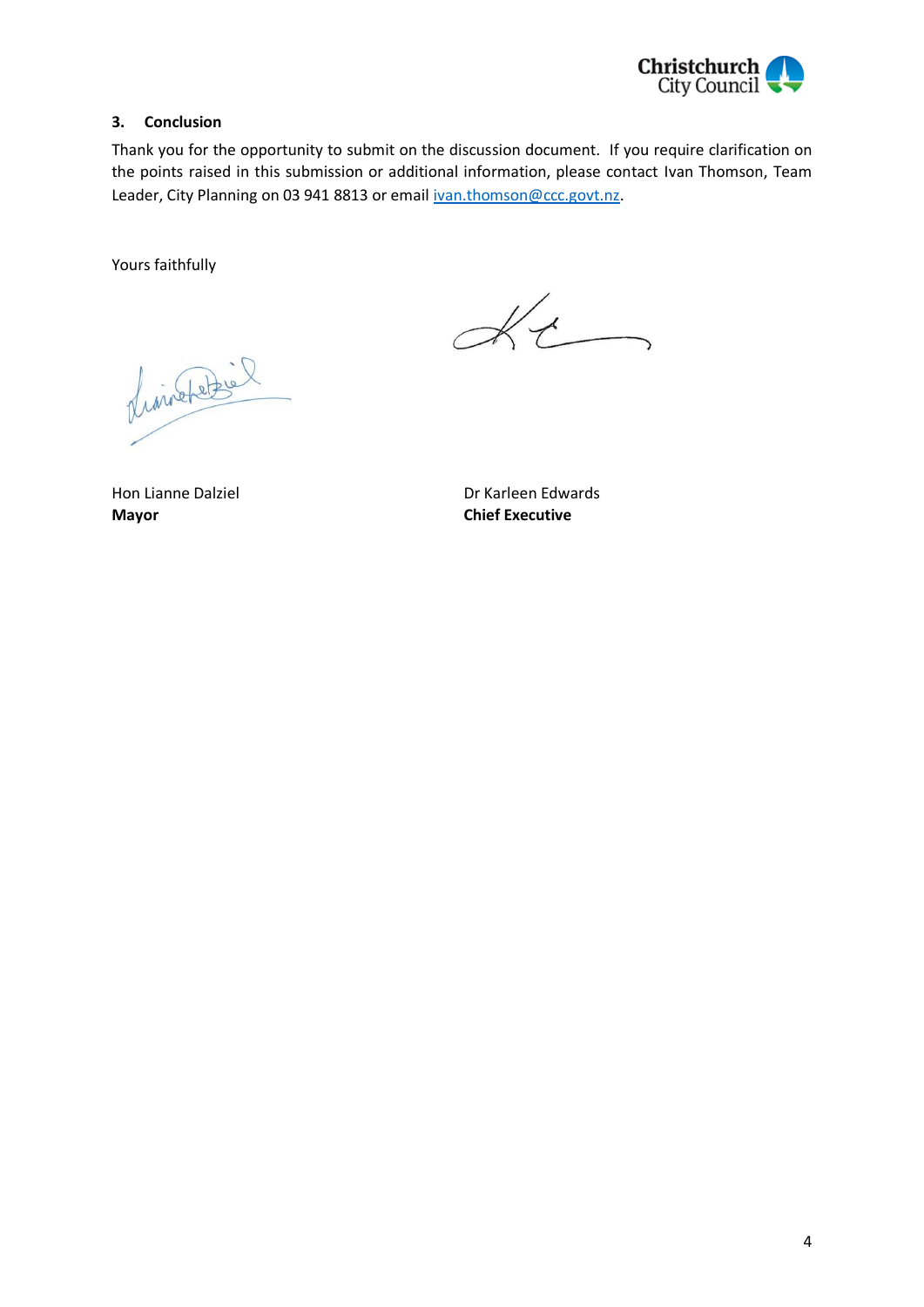### 3. Conclusion

Thank you for the opportunity to submit on the discussion document. If you require clarification on the points raised in this submission or additional information, please contact Ivan Thomson, Team Leader, City Planning on 03 941 8813 or email ivan.thomson@ccc.govt.nz.

Yours faithfully

Hon Lianne Dalziel
**Mayor**

Dr Karleen Edwards
**Chief Executive**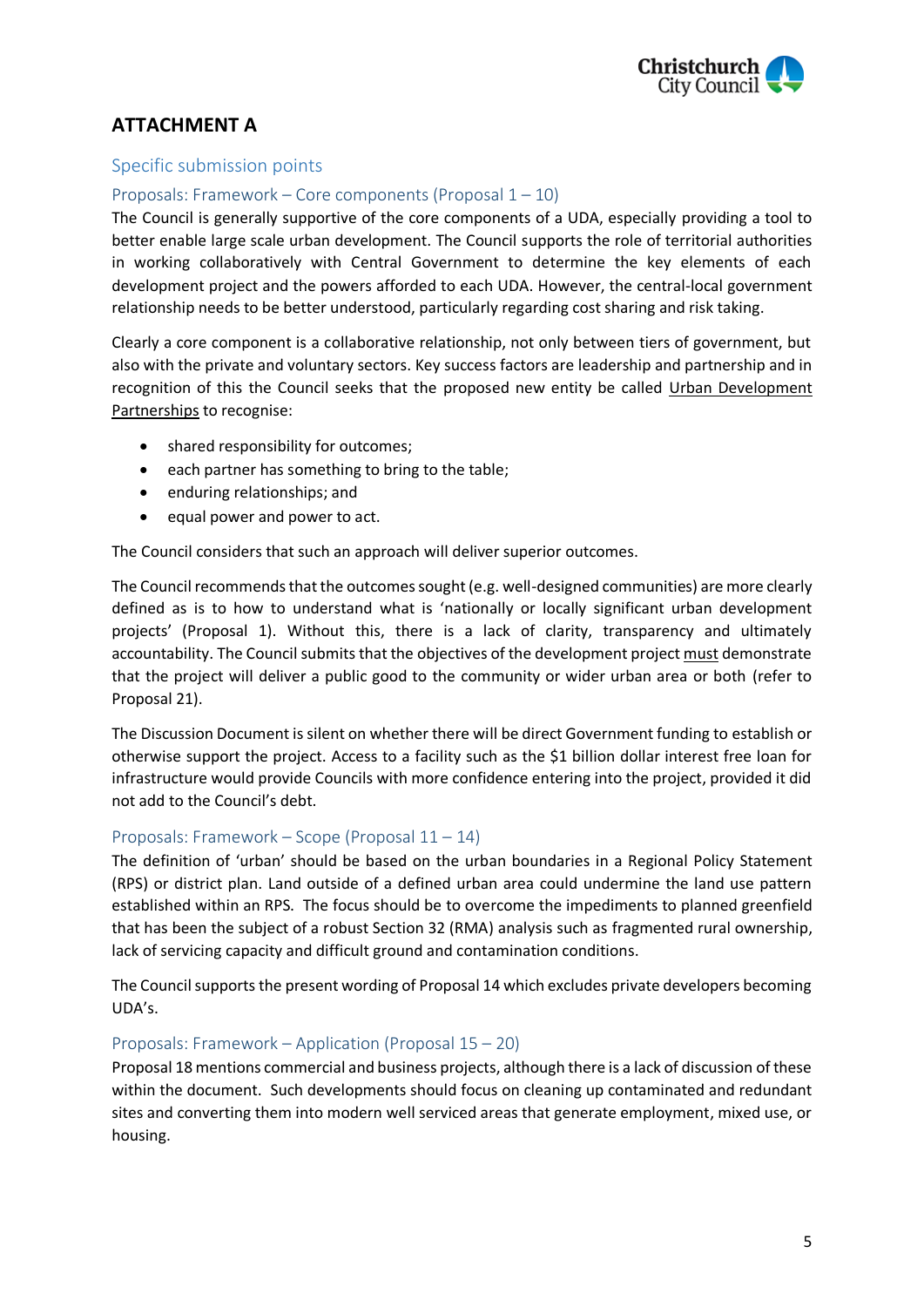## ATTACHMENT A

### Specific submission points

#### Proposals: Framework – Core components (Proposal 1 – 10)

The Council is generally supportive of the core components of a UDA, especially providing a tool to better enable large scale urban development. The Council supports the role of territorial authorities in working collaboratively with Central Government to determine the key elements of each development project and the powers afforded to each UDA. However, the central-local government relationship needs to be better understood, particularly regarding cost sharing and risk taking.

Clearly a core component is a collaborative relationship, not only between tiers of government, but also with the private and voluntary sectors. Key success factors are leadership and partnership and in recognition of this the Council seeks that the proposed new entity be called <u>Urban Development Partnerships</u> to recognise:

- shared responsibility for outcomes;
- each partner has something to bring to the table;
- enduring relationships; and
- equal power and power to act.

The Council considers that such an approach will deliver superior outcomes.

The Council recommends that the outcomes sought (e.g. well-designed communities) are more clearly defined as is to how to understand what is 'nationally or locally significant urban development projects' (Proposal 1). Without this, there is a lack of clarity, transparency and ultimately accountability. The Council submits that the objectives of the development project <u>must</u> demonstrate that the project will deliver a public good to the community or wider urban area or both (refer to Proposal 21).

The Discussion Document is silent on whether there will be direct Government funding to establish or otherwise support the project. Access to a facility such as the $1 billion dollar interest free loan for infrastructure would provide Councils with more confidence entering into the project, provided it did not add to the Council's debt.

#### Proposals: Framework – Scope (Proposal 11 – 14)

The definition of 'urban' should be based on the urban boundaries in a Regional Policy Statement (RPS) or district plan. Land outside of a defined urban area could undermine the land use pattern established within an RPS. The focus should be to overcome the impediments to planned greenfield that has been the subject of a robust Section 32 (RMA) analysis such as fragmented rural ownership, lack of servicing capacity and difficult ground and contamination conditions.

The Council supports the present wording of Proposal 14 which excludes private developers becoming UDA's.

#### Proposals: Framework – Application (Proposal 15 – 20)

Proposal 18 mentions commercial and business projects, although there is a lack of discussion of these within the document. Such developments should focus on cleaning up contaminated and redundant sites and converting them into modern well serviced areas that generate employment, mixed use, or housing.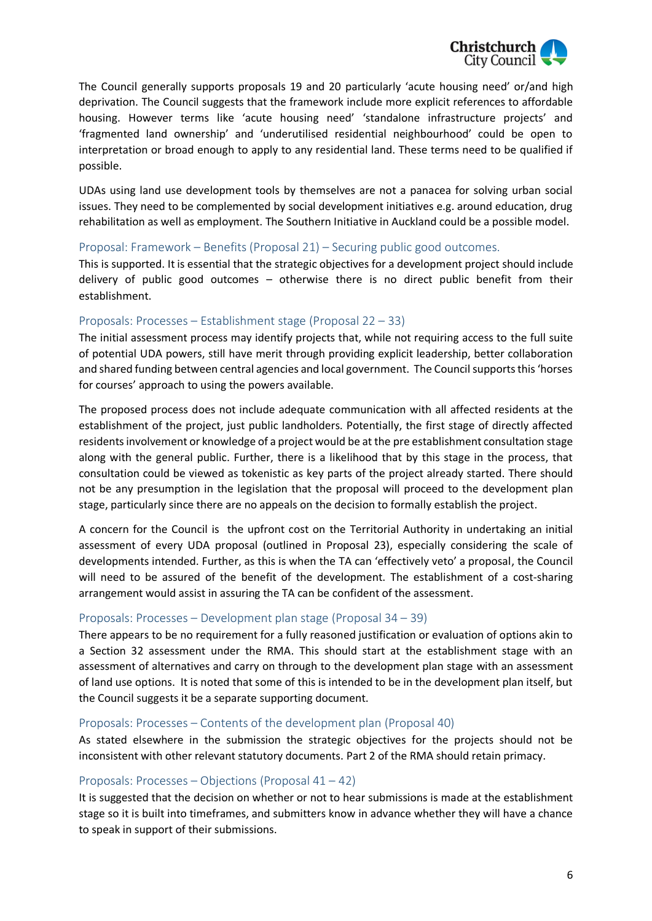The Council generally supports proposals 19 and 20 particularly 'acute housing need' or/and high deprivation. The Council suggests that the framework include more explicit references to affordable housing. However terms like 'acute housing need' 'standalone infrastructure projects' and 'fragmented land ownership' and 'underutilised residential neighbourhood' could be open to interpretation or broad enough to apply to any residential land. These terms need to be qualified if possible.

UDAs using land use development tools by themselves are not a panacea for solving urban social issues. They need to be complemented by social development initiatives e.g. around education, drug rehabilitation as well as employment. The Southern Initiative in Auckland could be a possible model.

### Proposal: Framework – Benefits (Proposal 21) – Securing public good outcomes.

This is supported. It is essential that the strategic objectives for a development project should include delivery of public good outcomes – otherwise there is no direct public benefit from their establishment.

### Proposals: Processes – Establishment stage (Proposal 22 – 33)

The initial assessment process may identify projects that, while not requiring access to the full suite of potential UDA powers, still have merit through providing explicit leadership, better collaboration and shared funding between central agencies and local government. The Council supports this 'horses for courses' approach to using the powers available.

The proposed process does not include adequate communication with all affected residents at the establishment of the project, just public landholders. Potentially, the first stage of directly affected residents involvement or knowledge of a project would be at the pre establishment consultation stage along with the general public. Further, there is a likelihood that by this stage in the process, that consultation could be viewed as tokenistic as key parts of the project already started. There should not be any presumption in the legislation that the proposal will proceed to the development plan stage, particularly since there are no appeals on the decision to formally establish the project.

A concern for the Council is the upfront cost on the Territorial Authority in undertaking an initial assessment of every UDA proposal (outlined in Proposal 23), especially considering the scale of developments intended. Further, as this is when the TA can 'effectively veto' a proposal, the Council will need to be assured of the benefit of the development. The establishment of a cost-sharing arrangement would assist in assuring the TA can be confident of the assessment.

### Proposals: Processes – Development plan stage (Proposal 34 – 39)

There appears to be no requirement for a fully reasoned justification or evaluation of options akin to a Section 32 assessment under the RMA. This should start at the establishment stage with an assessment of alternatives and carry on through to the development plan stage with an assessment of land use options. It is noted that some of this is intended to be in the development plan itself, but the Council suggests it be a separate supporting document.

### Proposals: Processes – Contents of the development plan (Proposal 40)

As stated elsewhere in the submission the strategic objectives for the projects should not be inconsistent with other relevant statutory documents. Part 2 of the RMA should retain primacy.

### Proposals: Processes – Objections (Proposal 41 – 42)

It is suggested that the decision on whether or not to hear submissions is made at the establishment stage so it is built into timeframes, and submitters know in advance whether they will have a chance to speak in support of their submissions.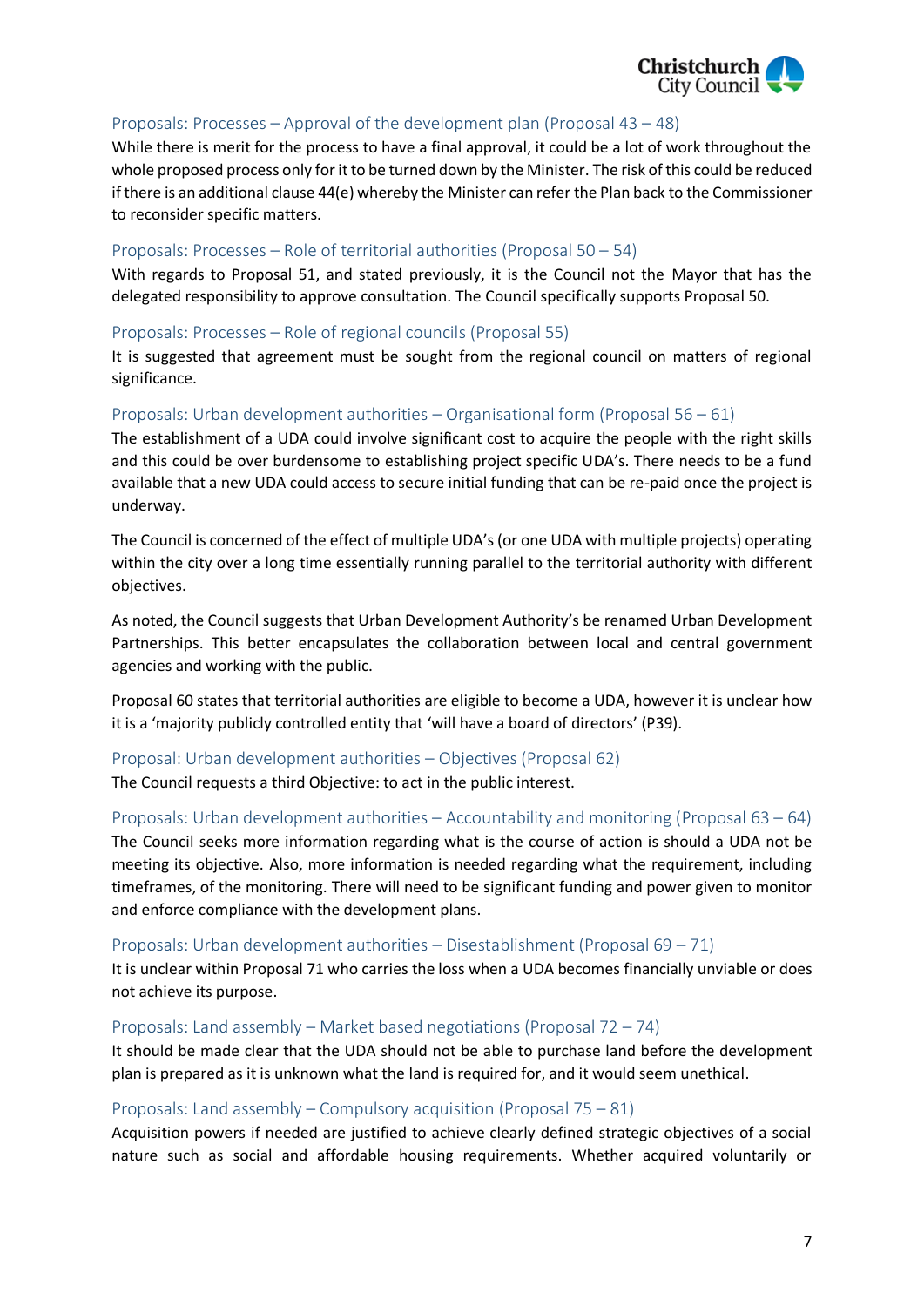### Proposals: Processes – Approval of the development plan (Proposal 43 – 48)

While there is merit for the process to have a final approval, it could be a lot of work throughout the whole proposed process only for it to be turned down by the Minister. The risk of this could be reduced if there is an additional clause 44(e) whereby the Minister can refer the Plan back to the Commissioner to reconsider specific matters.

### Proposals: Processes – Role of territorial authorities (Proposal 50 – 54)

With regards to Proposal 51, and stated previously, it is the Council not the Mayor that has the delegated responsibility to approve consultation. The Council specifically supports Proposal 50.

### Proposals: Processes – Role of regional councils (Proposal 55)

It is suggested that agreement must be sought from the regional council on matters of regional significance.

### Proposals: Urban development authorities – Organisational form (Proposal 56 – 61)

The establishment of a UDA could involve significant cost to acquire the people with the right skills and this could be over burdensome to establishing project specific UDA's. There needs to be a fund available that a new UDA could access to secure initial funding that can be re-paid once the project is underway.

The Council is concerned of the effect of multiple UDA's (or one UDA with multiple projects) operating within the city over a long time essentially running parallel to the territorial authority with different objectives.

As noted, the Council suggests that Urban Development Authority's be renamed Urban Development Partnerships. This better encapsulates the collaboration between local and central government agencies and working with the public.

Proposal 60 states that territorial authorities are eligible to become a UDA, however it is unclear how it is a 'majority publicly controlled entity that 'will have a board of directors' (P39).

### Proposal: Urban development authorities – Objectives (Proposal 62)

The Council requests a third Objective: to act in the public interest.

### Proposals: Urban development authorities – Accountability and monitoring (Proposal 63 – 64)

The Council seeks more information regarding what is the course of action is should a UDA not be meeting its objective. Also, more information is needed regarding what the requirement, including timeframes, of the monitoring. There will need to be significant funding and power given to monitor and enforce compliance with the development plans.

### Proposals: Urban development authorities – Disestablishment (Proposal 69 – 71)

It is unclear within Proposal 71 who carries the loss when a UDA becomes financially unviable or does not achieve its purpose.

### Proposals: Land assembly – Market based negotiations (Proposal 72 – 74)

It should be made clear that the UDA should not be able to purchase land before the development plan is prepared as it is unknown what the land is required for, and it would seem unethical.

### Proposals: Land assembly – Compulsory acquisition (Proposal 75 – 81)

Acquisition powers if needed are justified to achieve clearly defined strategic objectives of a social nature such as social and affordable housing requirements. Whether acquired voluntarily or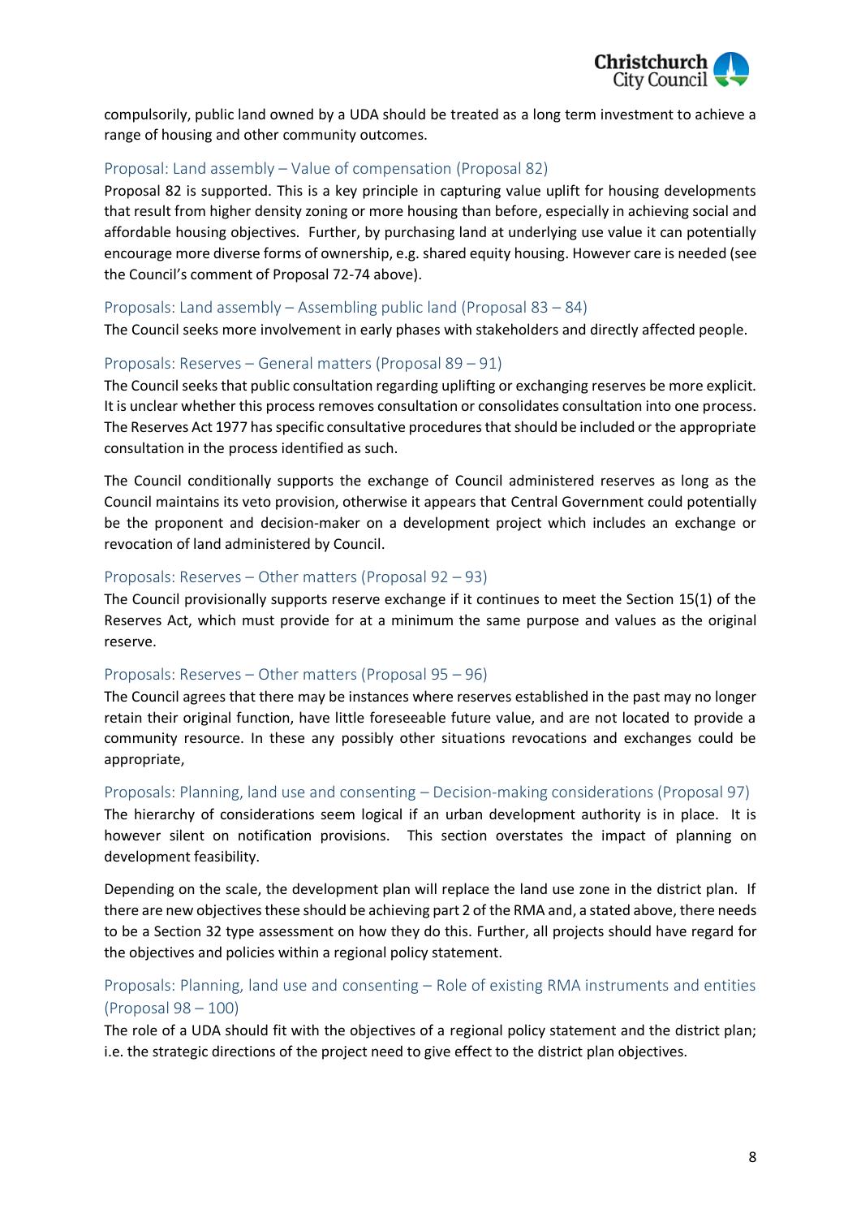compulsorily, public land owned by a UDA should be treated as a long term investment to achieve a range of housing and other community outcomes.

### Proposal: Land assembly – Value of compensation (Proposal 82)

Proposal 82 is supported. This is a key principle in capturing value uplift for housing developments that result from higher density zoning or more housing than before, especially in achieving social and affordable housing objectives. Further, by purchasing land at underlying use value it can potentially encourage more diverse forms of ownership, e.g. shared equity housing. However care is needed (see the Council's comment of Proposal 72-74 above).

### Proposals: Land assembly – Assembling public land (Proposal 83 – 84)

The Council seeks more involvement in early phases with stakeholders and directly affected people.

### Proposals: Reserves – General matters (Proposal 89 – 91)

The Council seeks that public consultation regarding uplifting or exchanging reserves be more explicit. It is unclear whether this process removes consultation or consolidates consultation into one process. The Reserves Act 1977 has specific consultative procedures that should be included or the appropriate consultation in the process identified as such.

The Council conditionally supports the exchange of Council administered reserves as long as the Council maintains its veto provision, otherwise it appears that Central Government could potentially be the proponent and decision-maker on a development project which includes an exchange or revocation of land administered by Council.

### Proposals: Reserves – Other matters (Proposal 92 – 93)

The Council provisionally supports reserve exchange if it continues to meet the Section 15(1) of the Reserves Act, which must provide for at a minimum the same purpose and values as the original reserve.

### Proposals: Reserves – Other matters (Proposal 95 – 96)

The Council agrees that there may be instances where reserves established in the past may no longer retain their original function, have little foreseeable future value, and are not located to provide a community resource. In these any possibly other situations revocations and exchanges could be appropriate,

### Proposals: Planning, land use and consenting – Decision-making considerations (Proposal 97)

The hierarchy of considerations seem logical if an urban development authority is in place. It is however silent on notification provisions. This section overstates the impact of planning on development feasibility.

Depending on the scale, the development plan will replace the land use zone in the district plan. If there are new objectives these should be achieving part 2 of the RMA and, a stated above, there needs to be a Section 32 type assessment on how they do this. Further, all projects should have regard for the objectives and policies within a regional policy statement.

### Proposals: Planning, land use and consenting – Role of existing RMA instruments and entities (Proposal 98 – 100)

The role of a UDA should fit with the objectives of a regional policy statement and the district plan; i.e. the strategic directions of the project need to give effect to the district plan objectives.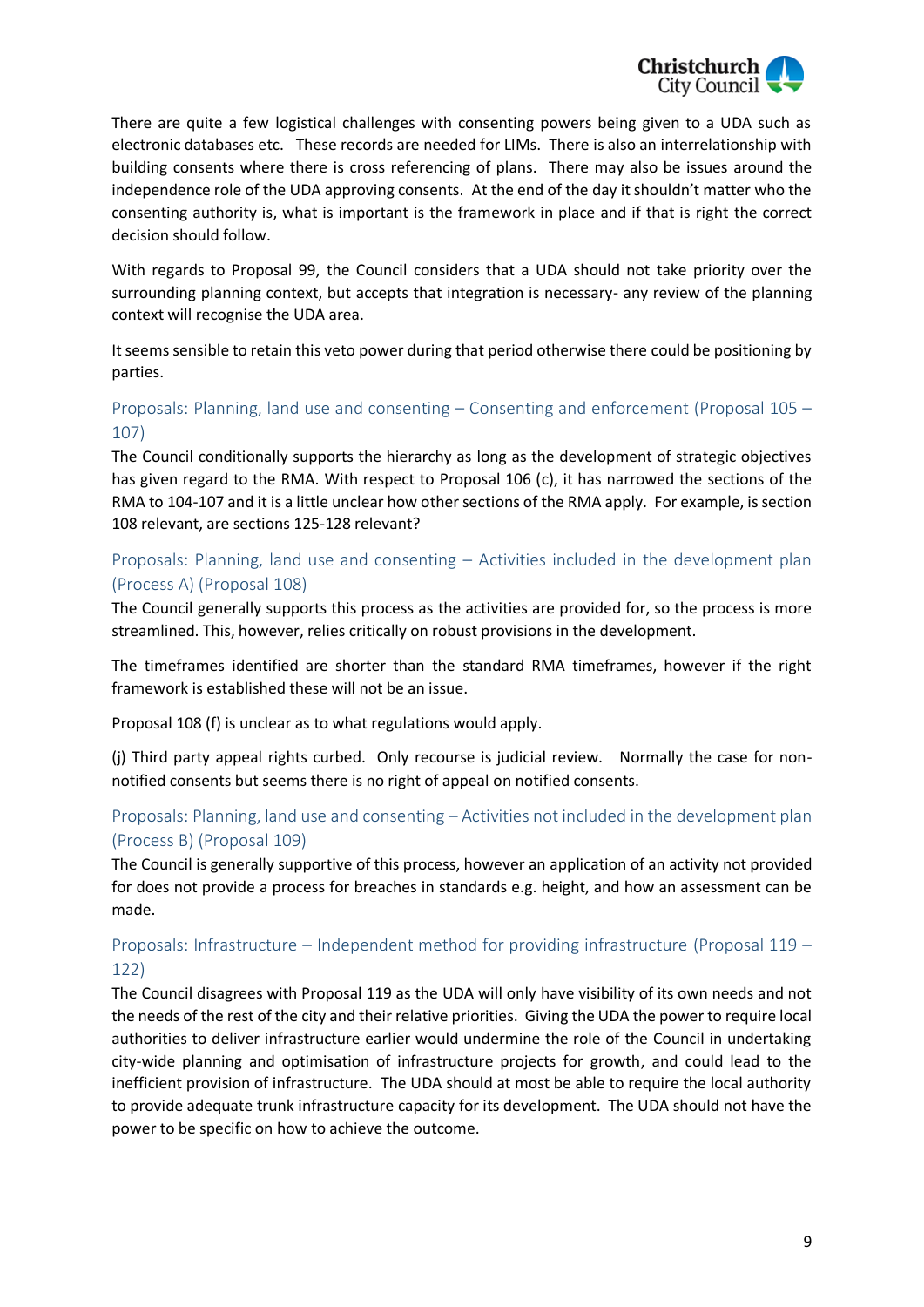There are quite a few logistical challenges with consenting powers being given to a UDA such as electronic databases etc. These records are needed for LIMs. There is also an interrelationship with building consents where there is cross referencing of plans. There may also be issues around the independence role of the UDA approving consents. At the end of the day it shouldn't matter who the consenting authority is, what is important is the framework in place and if that is right the correct decision should follow.

With regards to Proposal 99, the Council considers that a UDA should not take priority over the surrounding planning context, but accepts that integration is necessary- any review of the planning context will recognise the UDA area.

It seems sensible to retain this veto power during that period otherwise there could be positioning by parties.

### Proposals: Planning, land use and consenting – Consenting and enforcement (Proposal 105 – 107)

The Council conditionally supports the hierarchy as long as the development of strategic objectives has given regard to the RMA. With respect to Proposal 106 (c), it has narrowed the sections of the RMA to 104-107 and it is a little unclear how other sections of the RMA apply. For example, is section 108 relevant, are sections 125-128 relevant?

### Proposals: Planning, land use and consenting – Activities included in the development plan (Process A) (Proposal 108)

The Council generally supports this process as the activities are provided for, so the process is more streamlined. This, however, relies critically on robust provisions in the development.

The timeframes identified are shorter than the standard RMA timeframes, however if the right framework is established these will not be an issue.

Proposal 108 (f) is unclear as to what regulations would apply.

(j) Third party appeal rights curbed. Only recourse is judicial review. Normally the case for non-notified consents but seems there is no right of appeal on notified consents.

### Proposals: Planning, land use and consenting – Activities not included in the development plan (Process B) (Proposal 109)

The Council is generally supportive of this process, however an application of an activity not provided for does not provide a process for breaches in standards e.g. height, and how an assessment can be made.

### Proposals: Infrastructure – Independent method for providing infrastructure (Proposal 119 – 122)

The Council disagrees with Proposal 119 as the UDA will only have visibility of its own needs and not the needs of the rest of the city and their relative priorities. Giving the UDA the power to require local authorities to deliver infrastructure earlier would undermine the role of the Council in undertaking city-wide planning and optimisation of infrastructure projects for growth, and could lead to the inefficient provision of infrastructure. The UDA should at most be able to require the local authority to provide adequate trunk infrastructure capacity for its development. The UDA should not have the power to be specific on how to achieve the outcome.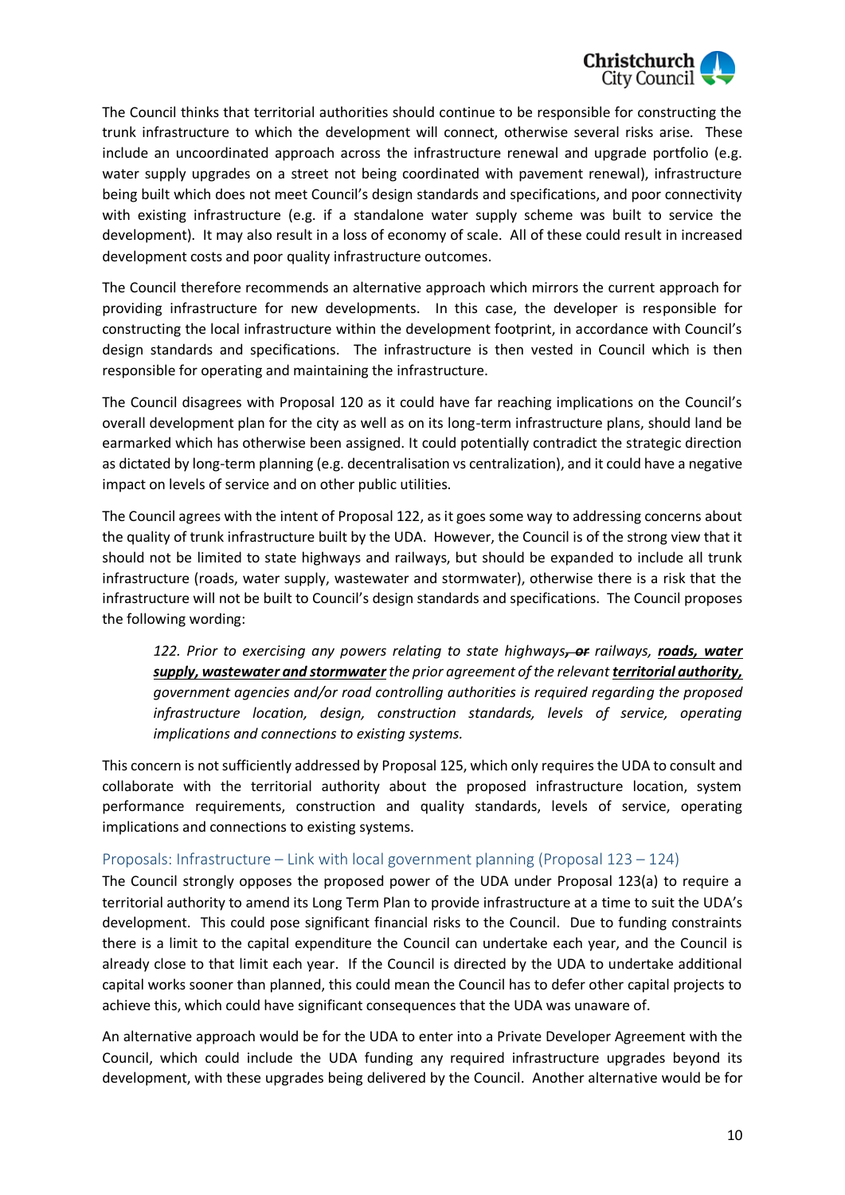The Council thinks that territorial authorities should continue to be responsible for constructing the trunk infrastructure to which the development will connect, otherwise several risks arise. These include an uncoordinated approach across the infrastructure renewal and upgrade portfolio (e.g. water supply upgrades on a street not being coordinated with pavement renewal), infrastructure being built which does not meet Council's design standards and specifications, and poor connectivity with existing infrastructure (e.g. if a standalone water supply scheme was built to service the development). It may also result in a loss of economy of scale. All of these could result in increased development costs and poor quality infrastructure outcomes.

The Council therefore recommends an alternative approach which mirrors the current approach for providing infrastructure for new developments. In this case, the developer is responsible for constructing the local infrastructure within the development footprint, in accordance with Council's design standards and specifications. The infrastructure is then vested in Council which is then responsible for operating and maintaining the infrastructure.

The Council disagrees with Proposal 120 as it could have far reaching implications on the Council's overall development plan for the city as well as on its long-term infrastructure plans, should land be earmarked which has otherwise been assigned. It could potentially contradict the strategic direction as dictated by long-term planning (e.g. decentralisation vs centralization), and it could have a negative impact on levels of service and on other public utilities.

The Council agrees with the intent of Proposal 122, as it goes some way to addressing concerns about the quality of trunk infrastructure built by the UDA. However, the Council is of the strong view that it should not be limited to state highways and railways, but should be expanded to include all trunk infrastructure (roads, water supply, wastewater and stormwater), otherwise there is a risk that the infrastructure will not be built to Council's design standards and specifications. The Council proposes the following wording:

> *122. Prior to exercising any powers relating to state highways~~, or~~ railways, **roads, water supply, wastewater and stormwater** the prior agreement of the relevant **territorial authority,** government agencies and/or road controlling authorities is required regarding the proposed infrastructure location, design, construction standards, levels of service, operating implications and connections to existing systems.*

This concern is not sufficiently addressed by Proposal 125, which only requires the UDA to consult and collaborate with the territorial authority about the proposed infrastructure location, system performance requirements, construction and quality standards, levels of service, operating implications and connections to existing systems.

### Proposals: Infrastructure – Link with local government planning (Proposal 123 – 124)

The Council strongly opposes the proposed power of the UDA under Proposal 123(a) to require a territorial authority to amend its Long Term Plan to provide infrastructure at a time to suit the UDA's development. This could pose significant financial risks to the Council. Due to funding constraints there is a limit to the capital expenditure the Council can undertake each year, and the Council is already close to that limit each year. If the Council is directed by the UDA to undertake additional capital works sooner than planned, this could mean the Council has to defer other capital projects to achieve this, which could have significant consequences that the UDA was unaware of.

An alternative approach would be for the UDA to enter into a Private Developer Agreement with the Council, which could include the UDA funding any required infrastructure upgrades beyond its development, with these upgrades being delivered by the Council. Another alternative would be for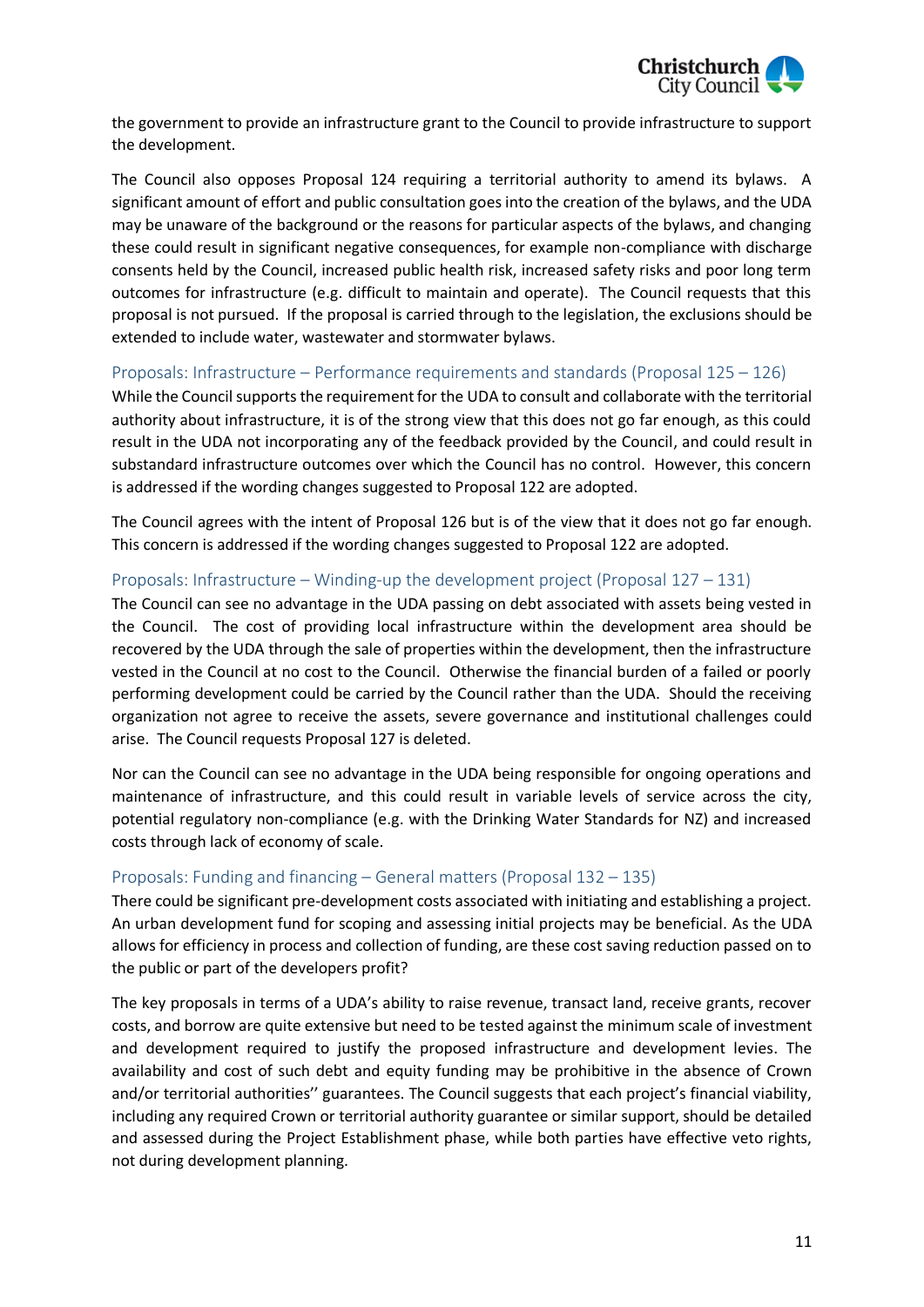the government to provide an infrastructure grant to the Council to provide infrastructure to support the development.

The Council also opposes Proposal 124 requiring a territorial authority to amend its bylaws. A significant amount of effort and public consultation goes into the creation of the bylaws, and the UDA may be unaware of the background or the reasons for particular aspects of the bylaws, and changing these could result in significant negative consequences, for example non-compliance with discharge consents held by the Council, increased public health risk, increased safety risks and poor long term outcomes for infrastructure (e.g. difficult to maintain and operate). The Council requests that this proposal is not pursued. If the proposal is carried through to the legislation, the exclusions should be extended to include water, wastewater and stormwater bylaws.

### Proposals: Infrastructure – Performance requirements and standards (Proposal 125 – 126)

While the Council supports the requirement for the UDA to consult and collaborate with the territorial authority about infrastructure, it is of the strong view that this does not go far enough, as this could result in the UDA not incorporating any of the feedback provided by the Council, and could result in substandard infrastructure outcomes over which the Council has no control. However, this concern is addressed if the wording changes suggested to Proposal 122 are adopted.

The Council agrees with the intent of Proposal 126 but is of the view that it does not go far enough. This concern is addressed if the wording changes suggested to Proposal 122 are adopted.

### Proposals: Infrastructure – Winding-up the development project (Proposal 127 – 131)

The Council can see no advantage in the UDA passing on debt associated with assets being vested in the Council. The cost of providing local infrastructure within the development area should be recovered by the UDA through the sale of properties within the development, then the infrastructure vested in the Council at no cost to the Council. Otherwise the financial burden of a failed or poorly performing development could be carried by the Council rather than the UDA. Should the receiving organization not agree to receive the assets, severe governance and institutional challenges could arise. The Council requests Proposal 127 is deleted.

Nor can the Council can see no advantage in the UDA being responsible for ongoing operations and maintenance of infrastructure, and this could result in variable levels of service across the city, potential regulatory non-compliance (e.g. with the Drinking Water Standards for NZ) and increased costs through lack of economy of scale.

### Proposals: Funding and financing – General matters (Proposal 132 – 135)

There could be significant pre-development costs associated with initiating and establishing a project. An urban development fund for scoping and assessing initial projects may be beneficial. As the UDA allows for efficiency in process and collection of funding, are these cost saving reduction passed on to the public or part of the developers profit?

The key proposals in terms of a UDA's ability to raise revenue, transact land, receive grants, recover costs, and borrow are quite extensive but need to be tested against the minimum scale of investment and development required to justify the proposed infrastructure and development levies. The availability and cost of such debt and equity funding may be prohibitive in the absence of Crown and/or territorial authorities'' guarantees. The Council suggests that each project's financial viability, including any required Crown or territorial authority guarantee or similar support, should be detailed and assessed during the Project Establishment phase, while both parties have effective veto rights, not during development planning.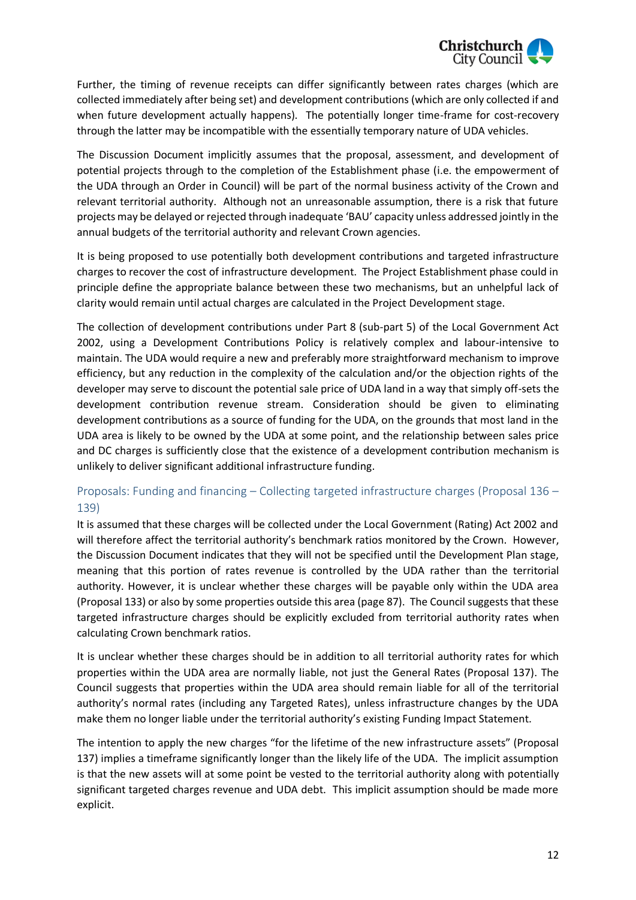Further, the timing of revenue receipts can differ significantly between rates charges (which are collected immediately after being set) and development contributions (which are only collected if and when future development actually happens). The potentially longer time-frame for cost-recovery through the latter may be incompatible with the essentially temporary nature of UDA vehicles.

The Discussion Document implicitly assumes that the proposal, assessment, and development of potential projects through to the completion of the Establishment phase (i.e. the empowerment of the UDA through an Order in Council) will be part of the normal business activity of the Crown and relevant territorial authority. Although not an unreasonable assumption, there is a risk that future projects may be delayed or rejected through inadequate 'BAU' capacity unless addressed jointly in the annual budgets of the territorial authority and relevant Crown agencies.

It is being proposed to use potentially both development contributions and targeted infrastructure charges to recover the cost of infrastructure development. The Project Establishment phase could in principle define the appropriate balance between these two mechanisms, but an unhelpful lack of clarity would remain until actual charges are calculated in the Project Development stage.

The collection of development contributions under Part 8 (sub-part 5) of the Local Government Act 2002, using a Development Contributions Policy is relatively complex and labour-intensive to maintain. The UDA would require a new and preferably more straightforward mechanism to improve efficiency, but any reduction in the complexity of the calculation and/or the objection rights of the developer may serve to discount the potential sale price of UDA land in a way that simply off-sets the development contribution revenue stream. Consideration should be given to eliminating development contributions as a source of funding for the UDA, on the grounds that most land in the UDA area is likely to be owned by the UDA at some point, and the relationship between sales price and DC charges is sufficiently close that the existence of a development contribution mechanism is unlikely to deliver significant additional infrastructure funding.

### Proposals: Funding and financing – Collecting targeted infrastructure charges (Proposal 136 – 139)

It is assumed that these charges will be collected under the Local Government (Rating) Act 2002 and will therefore affect the territorial authority's benchmark ratios monitored by the Crown. However, the Discussion Document indicates that they will not be specified until the Development Plan stage, meaning that this portion of rates revenue is controlled by the UDA rather than the territorial authority. However, it is unclear whether these charges will be payable only within the UDA area (Proposal 133) or also by some properties outside this area (page 87). The Council suggests that these targeted infrastructure charges should be explicitly excluded from territorial authority rates when calculating Crown benchmark ratios.

It is unclear whether these charges should be in addition to all territorial authority rates for which properties within the UDA area are normally liable, not just the General Rates (Proposal 137). The Council suggests that properties within the UDA area should remain liable for all of the territorial authority's normal rates (including any Targeted Rates), unless infrastructure changes by the UDA make them no longer liable under the territorial authority's existing Funding Impact Statement.

The intention to apply the new charges "for the lifetime of the new infrastructure assets" (Proposal 137) implies a timeframe significantly longer than the likely life of the UDA. The implicit assumption is that the new assets will at some point be vested to the territorial authority along with potentially significant targeted charges revenue and UDA debt. This implicit assumption should be made more explicit.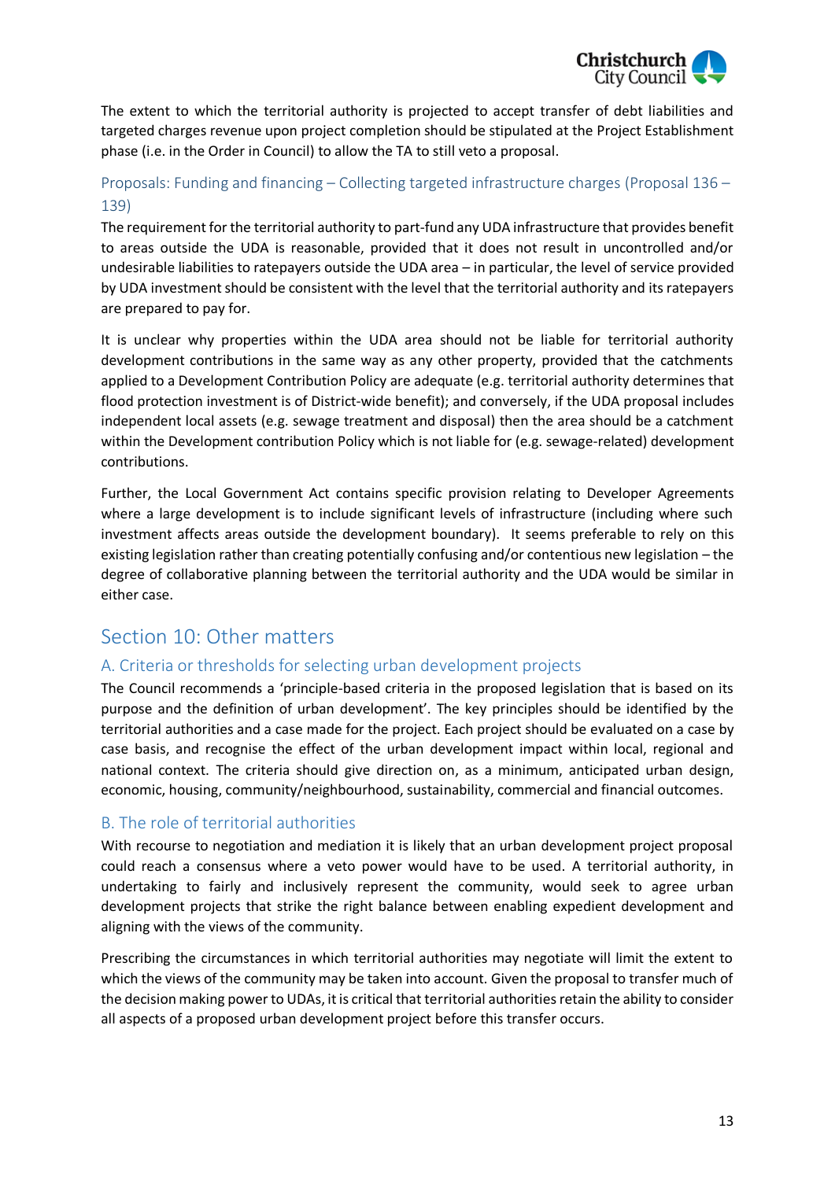The extent to which the territorial authority is projected to accept transfer of debt liabilities and targeted charges revenue upon project completion should be stipulated at the Project Establishment phase (i.e. in the Order in Council) to allow the TA to still veto a proposal.

### Proposals: Funding and financing – Collecting targeted infrastructure charges (Proposal 136 – 139)

The requirement for the territorial authority to part-fund any UDA infrastructure that provides benefit to areas outside the UDA is reasonable, provided that it does not result in uncontrolled and/or undesirable liabilities to ratepayers outside the UDA area – in particular, the level of service provided by UDA investment should be consistent with the level that the territorial authority and its ratepayers are prepared to pay for.

It is unclear why properties within the UDA area should not be liable for territorial authority development contributions in the same way as any other property, provided that the catchments applied to a Development Contribution Policy are adequate (e.g. territorial authority determines that flood protection investment is of District-wide benefit); and conversely, if the UDA proposal includes independent local assets (e.g. sewage treatment and disposal) then the area should be a catchment within the Development contribution Policy which is not liable for (e.g. sewage-related) development contributions.

Further, the Local Government Act contains specific provision relating to Developer Agreements where a large development is to include significant levels of infrastructure (including where such investment affects areas outside the development boundary). It seems preferable to rely on this existing legislation rather than creating potentially confusing and/or contentious new legislation – the degree of collaborative planning between the territorial authority and the UDA would be similar in either case.

## Section 10: Other matters

### A. Criteria or thresholds for selecting urban development projects

The Council recommends a 'principle-based criteria in the proposed legislation that is based on its purpose and the definition of urban development'. The key principles should be identified by the territorial authorities and a case made for the project. Each project should be evaluated on a case by case basis, and recognise the effect of the urban development impact within local, regional and national context. The criteria should give direction on, as a minimum, anticipated urban design, economic, housing, community/neighbourhood, sustainability, commercial and financial outcomes.

### B. The role of territorial authorities

With recourse to negotiation and mediation it is likely that an urban development project proposal could reach a consensus where a veto power would have to be used. A territorial authority, in undertaking to fairly and inclusively represent the community, would seek to agree urban development projects that strike the right balance between enabling expedient development and aligning with the views of the community.

Prescribing the circumstances in which territorial authorities may negotiate will limit the extent to which the views of the community may be taken into account. Given the proposal to transfer much of the decision making power to UDAs, it is critical that territorial authorities retain the ability to consider all aspects of a proposed urban development project before this transfer occurs.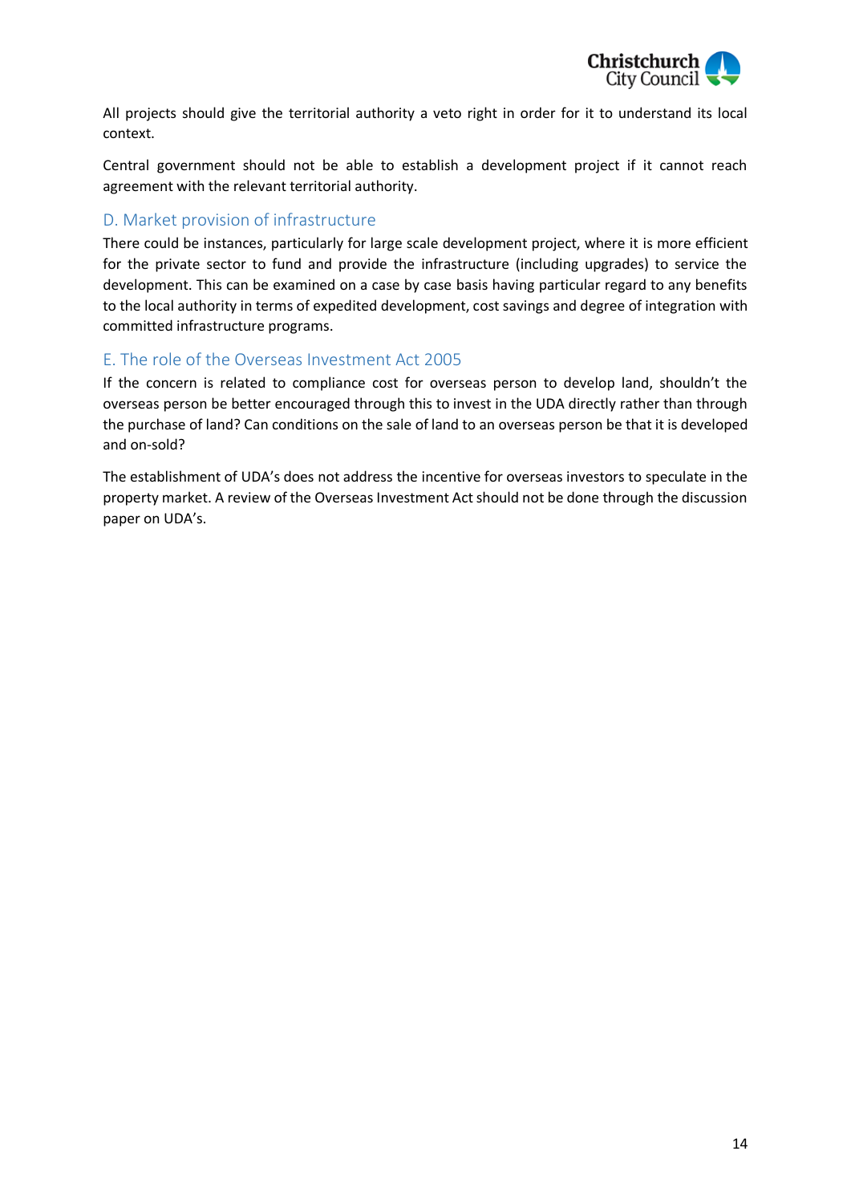All projects should give the territorial authority a veto right in order for it to understand its local context.

Central government should not be able to establish a development project if it cannot reach agreement with the relevant territorial authority.

## D. Market provision of infrastructure

There could be instances, particularly for large scale development project, where it is more efficient for the private sector to fund and provide the infrastructure (including upgrades) to service the development. This can be examined on a case by case basis having particular regard to any benefits to the local authority in terms of expedited development, cost savings and degree of integration with committed infrastructure programs.

## E. The role of the Overseas Investment Act 2005

If the concern is related to compliance cost for overseas person to develop land, shouldn't the overseas person be better encouraged through this to invest in the UDA directly rather than through the purchase of land? Can conditions on the sale of land to an overseas person be that it is developed and on-sold?

The establishment of UDA's does not address the incentive for overseas investors to speculate in the property market. A review of the Overseas Investment Act should not be done through the discussion paper on UDA's.